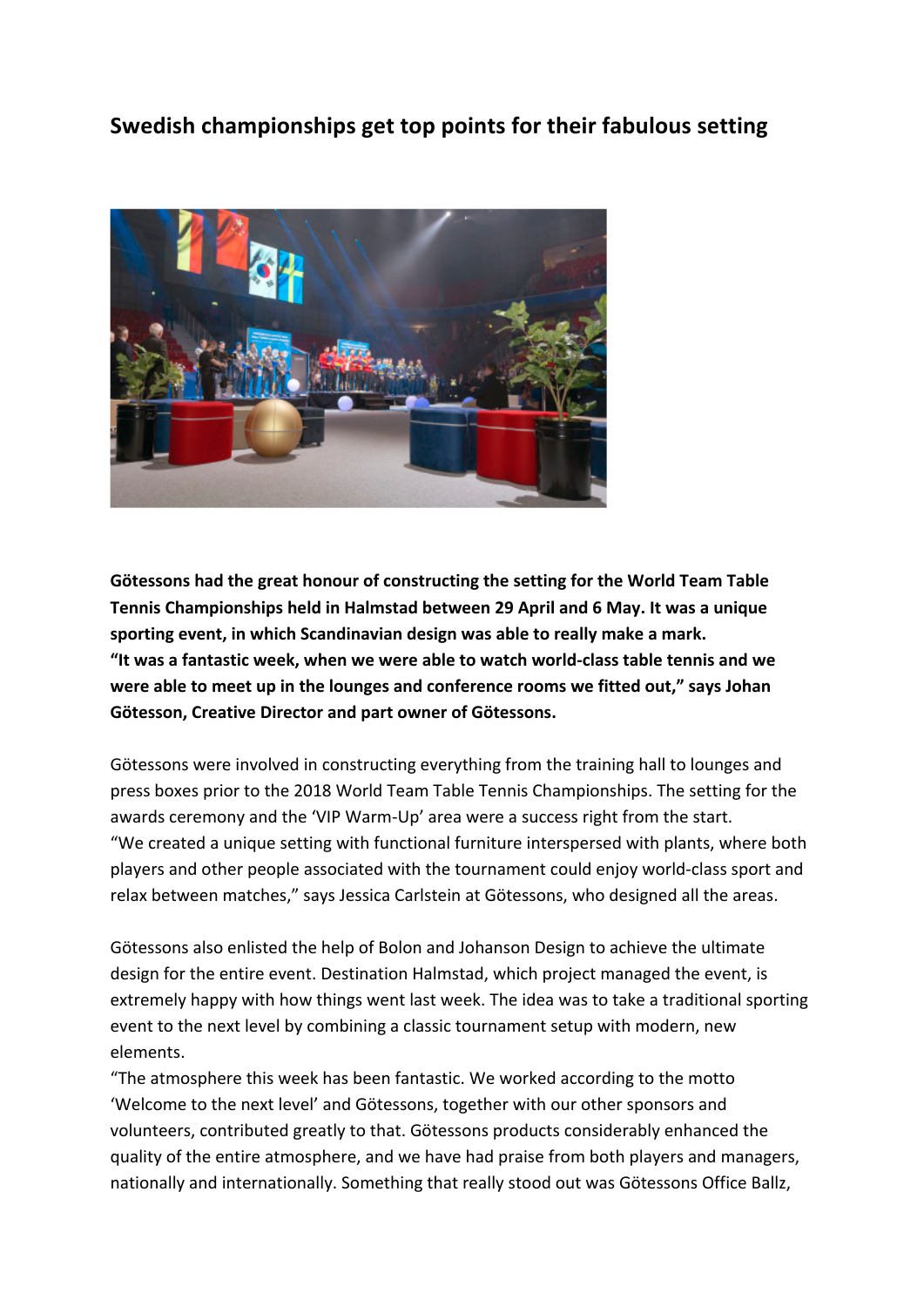# Swedish championships get top points for their fabulous setting

**Götessons had the great honour of constructing the setting for the World Team Table Tennis Championships held in Halmstad between 29 April and 6 May. It was a unique sporting event, in which Scandinavian design was able to really make a mark.**
**"It was a fantastic week, when we were able to watch world-class table tennis and we were able to meet up in the lounges and conference rooms we fitted out," says Johan Götesson, Creative Director and part owner of Götessons.**

Götessons were involved in constructing everything from the training hall to lounges and press boxes prior to the 2018 World Team Table Tennis Championships. The setting for the awards ceremony and the 'VIP Warm-Up' area were a success right from the start.
"We created a unique setting with functional furniture interspersed with plants, where both players and other people associated with the tournament could enjoy world-class sport and relax between matches," says Jessica Carlstein at Götessons, who designed all the areas.

Götessons also enlisted the help of Bolon and Johanson Design to achieve the ultimate design for the entire event. Destination Halmstad, which project managed the event, is extremely happy with how things went last week. The idea was to take a traditional sporting event to the next level by combining a classic tournament setup with modern, new elements.
"The atmosphere this week has been fantastic. We worked according to the motto 'Welcome to the next level' and Götessons, together with our other sponsors and volunteers, contributed greatly to that. Götessons products considerably enhanced the quality of the entire atmosphere, and we have had praise from both players and managers, nationally and internationally. Something that really stood out was Götessons Office Ballz,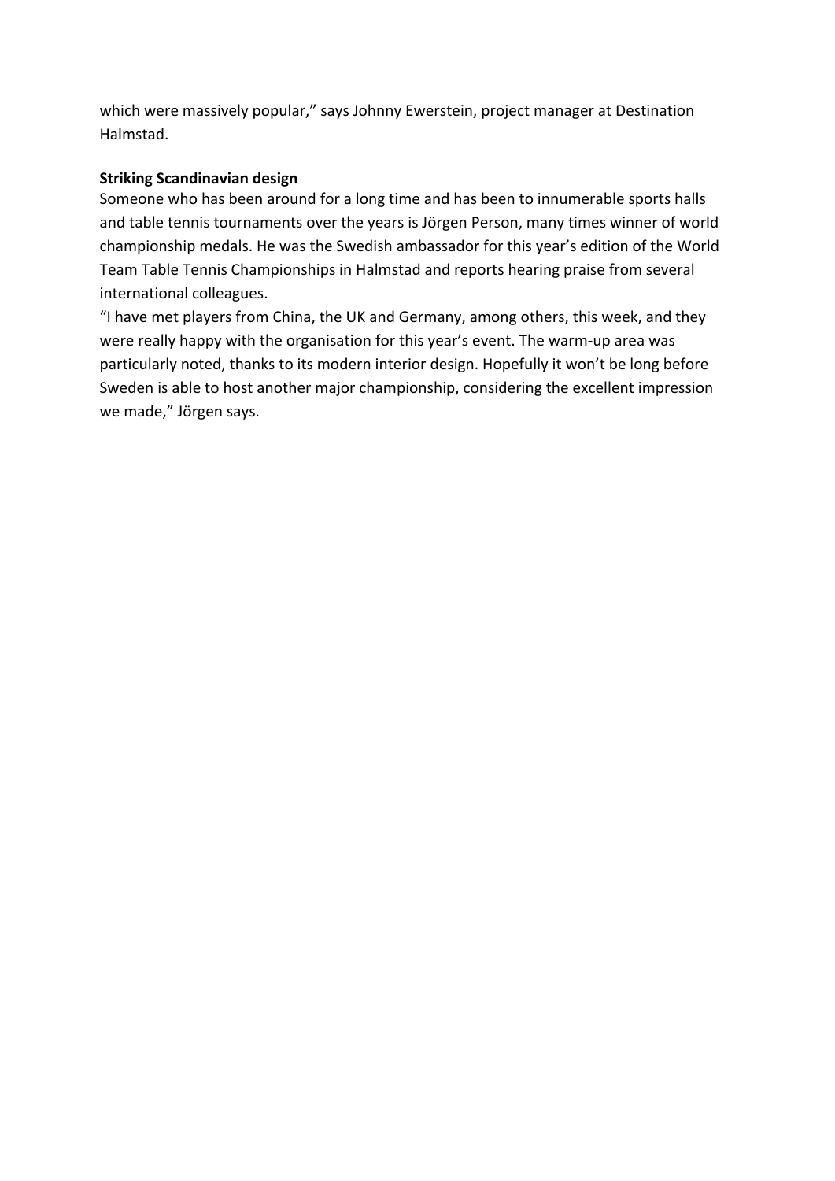which were massively popular," says Johnny Ewerstein, project manager at Destination Halmstad.

**Striking Scandinavian design**

Someone who has been around for a long time and has been to innumerable sports halls and table tennis tournaments over the years is Jörgen Person, many times winner of world championship medals. He was the Swedish ambassador for this year's edition of the World Team Table Tennis Championships in Halmstad and reports hearing praise from several international colleagues.

"I have met players from China, the UK and Germany, among others, this week, and they were really happy with the organisation for this year's event. The warm-up area was particularly noted, thanks to its modern interior design. Hopefully it won't be long before Sweden is able to host another major championship, considering the excellent impression we made," Jörgen says.